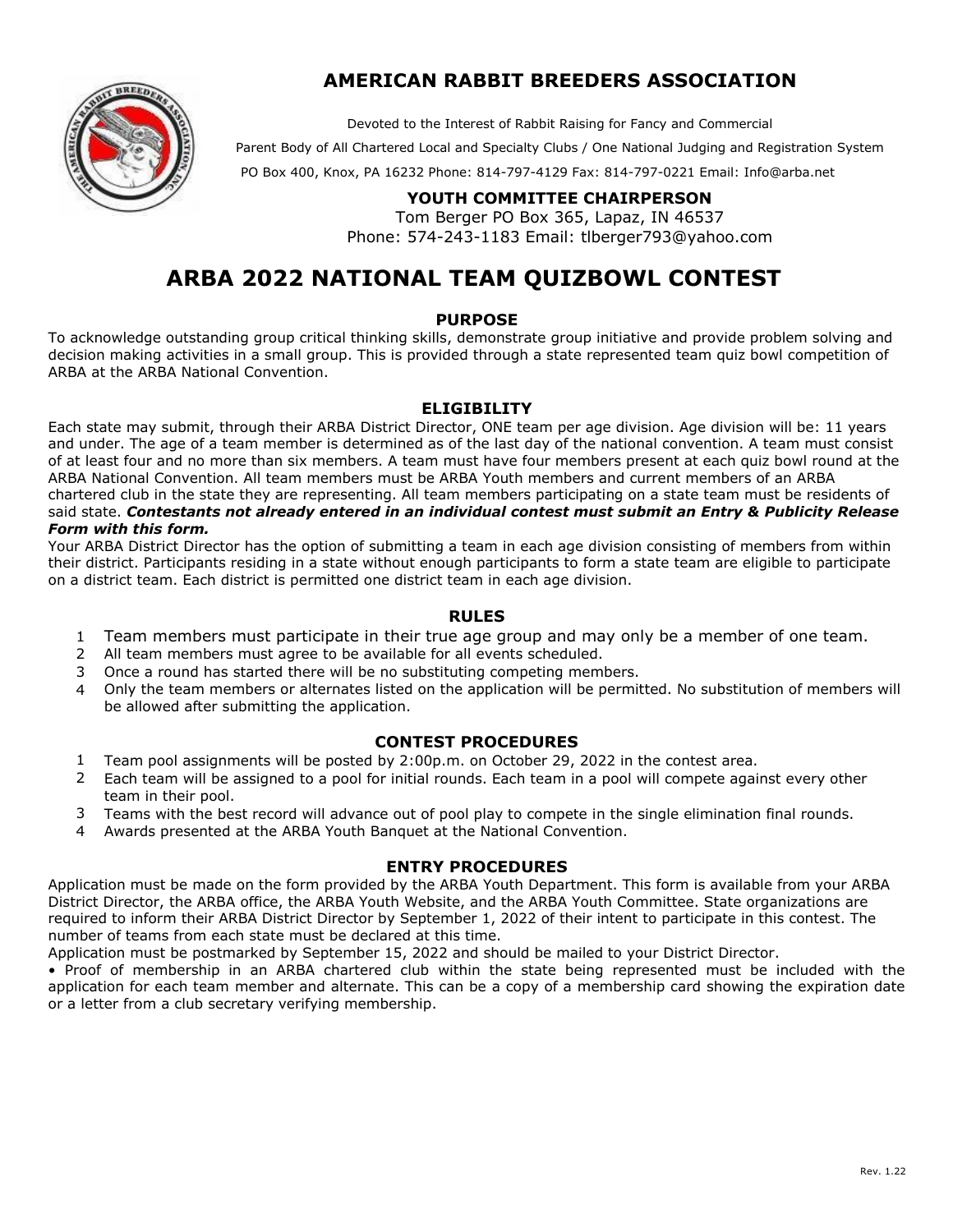# AMERICAN RABBIT BREEDERS ASSOCIATION

Devoted to the Interest of Rabbit Raising for Fancy and Commercial

Parent Body of All Chartered Local and Specialty Clubs / One National Judging and Registration System

PO Box 400, Knox, PA 16232 Phone: 814-797-4129 Fax: 814-797-0221 Email: Info@arba.net

**YOUTH COMMITTEE CHAIRPERSON**

Tom Berger PO Box 365, Lapaz, IN 46537

Phone: 574-243-1183 Email: tlberger793@yahoo.com

# ARBA 2022 NATIONAL TEAM QUIZBOWL CONTEST

## PURPOSE

To acknowledge outstanding group critical thinking skills, demonstrate group initiative and provide problem solving and decision making activities in a small group. This is provided through a state represented team quiz bowl competition of ARBA at the ARBA National Convention.

## ELIGIBILITY

Each state may submit, through their ARBA District Director, ONE team per age division. Age division will be: 11 years and under. The age of a team member is determined as of the last day of the national convention. A team must consist of at least four and no more than six members. A team must have four members present at each quiz bowl round at the ARBA National Convention. All team members must be ARBA Youth members and current members of an ARBA chartered club in the state they are representing. All team members participating on a state team must be residents of said state. ***Contestants not already entered in an individual contest must submit an Entry & Publicity Release Form with this form.***

Your ARBA District Director has the option of submitting a team in each age division consisting of members from within their district. Participants residing in a state without enough participants to form a state team are eligible to participate on a district team. Each district is permitted one district team in each age division.

## RULES

1. Team members must participate in their true age group and may only be a member of one team.
2. All team members must agree to be available for all events scheduled.
3. Once a round has started there will be no substituting competing members.
4. Only the team members or alternates listed on the application will be permitted. No substitution of members will be allowed after submitting the application.

## CONTEST PROCEDURES

1. Team pool assignments will be posted by 2:00p.m. on October 29, 2022 in the contest area.
2. Each team will be assigned to a pool for initial rounds. Each team in a pool will compete against every other team in their pool.
3. Teams with the best record will advance out of pool play to compete in the single elimination final rounds.
4. Awards presented at the ARBA Youth Banquet at the National Convention.

## ENTRY PROCEDURES

Application must be made on the form provided by the ARBA Youth Department. This form is available from your ARBA District Director, the ARBA office, the ARBA Youth Website, and the ARBA Youth Committee. State organizations are required to inform their ARBA District Director by September 1, 2022 of their intent to participate in this contest. The number of teams from each state must be declared at this time.

Application must be postmarked by September 15, 2022 and should be mailed to your District Director.

- Proof of membership in an ARBA chartered club within the state being represented must be included with the application for each team member and alternate. This can be a copy of a membership card showing the expiration date or a letter from a club secretary verifying membership.

Rev. 1.22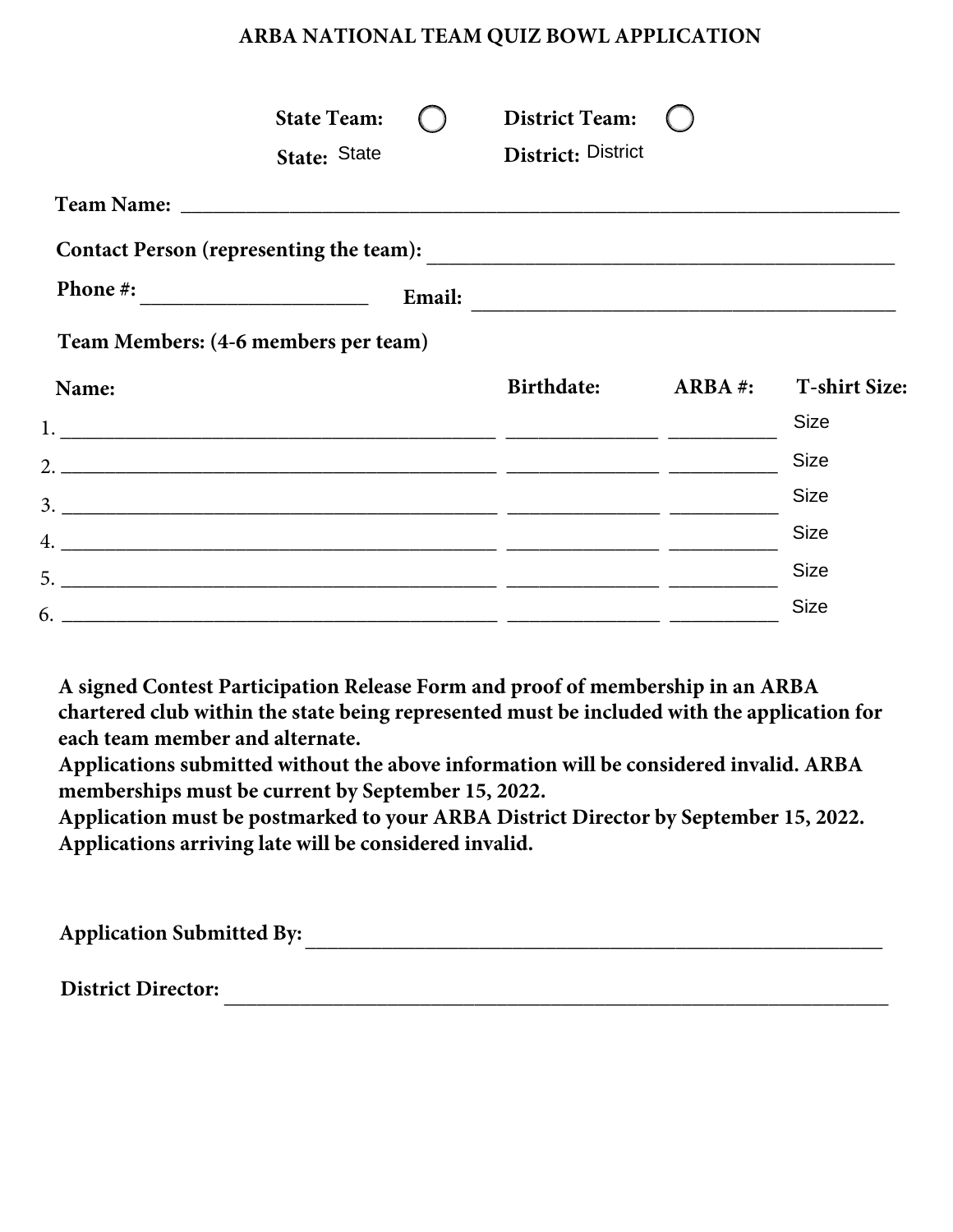# ARBA NATIONAL TEAM QUIZ BOWL APPLICATION

**State Team:** ◯ **District Team:** ◯

**State:** State **District:** District

**Team Name:** ______________________________________________

**Contact Person (representing the team):** ______________________________

**Phone #:** ____________________ **Email:** ______________________________

**Team Members: (4-6 members per team)**

| | Name: | Birthdate: | ARBA #: | T-shirt Size: |
|---|---|---|---|---|
| 1. | | | | Size |
| 2. | | | | Size |
| 3. | | | | Size |
| 4. | | | | Size |
| 5. | | | | Size |
| 6. | | | | Size |

**A signed Contest Participation Release Form and proof of membership in an ARBA chartered club within the state being represented must be included with the application for each team member and alternate.**
**Applications submitted without the above information will be considered invalid. ARBA memberships must be current by September 15, 2022.**
**Application must be postmarked to your ARBA District Director by September 15, 2022. Applications arriving late will be considered invalid.**

**Application Submitted By:** ______________________________________________

**District Director:** ______________________________________________